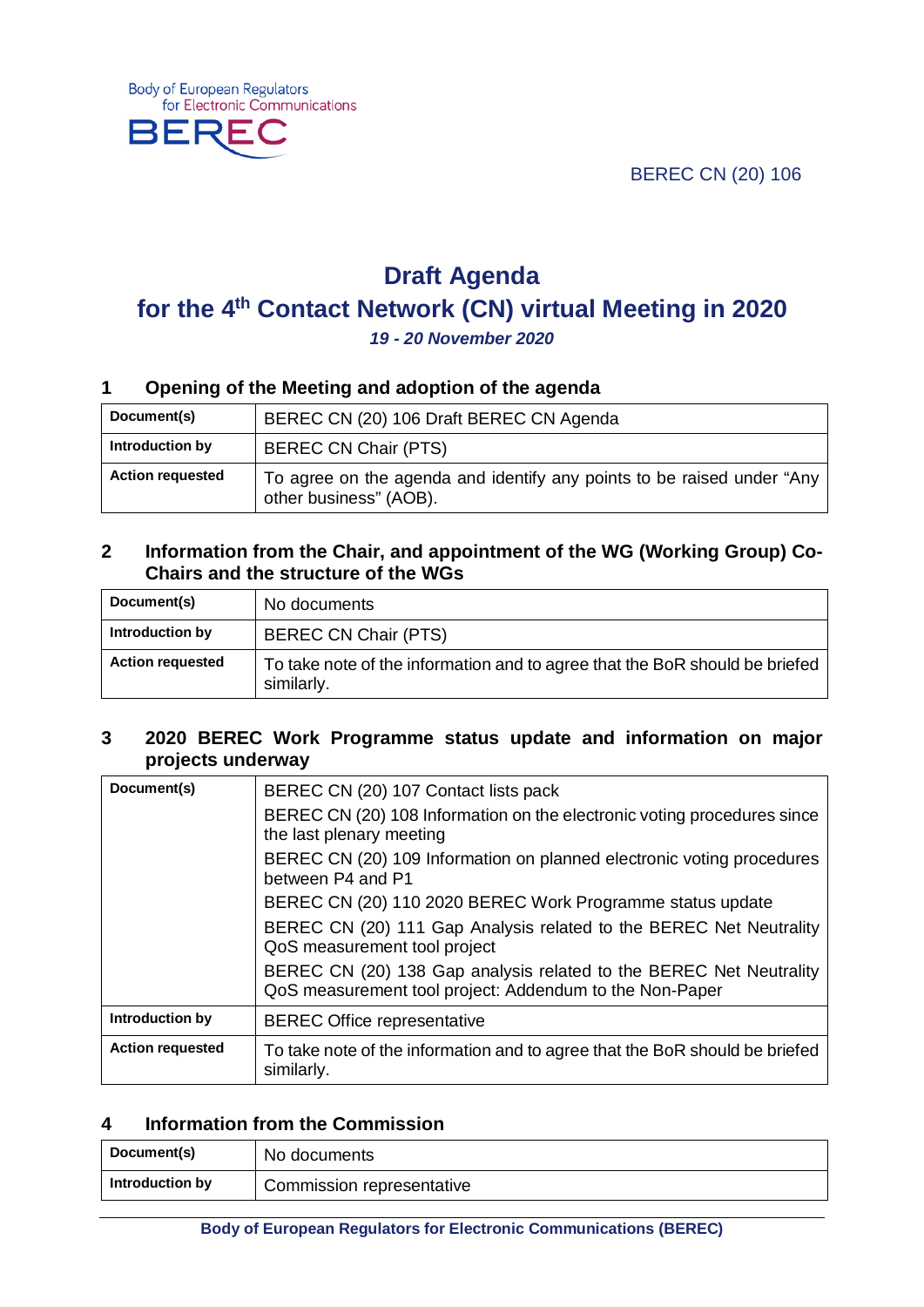Body of European Regulators for Electronic Communications

BEREC

BEREC CN (20) 106

# Draft Agenda

# for the 4th Contact Network (CN) virtual Meeting in 2020

***19 - 20 November 2020***

## 1 Opening of the Meeting and adoption of the agenda

| **Document(s)** | BEREC CN (20) 106 Draft BEREC CN Agenda |
|---|---|
| **Introduction by** | BEREC CN Chair (PTS) |
| **Action requested** | To agree on the agenda and identify any points to be raised under "Any other business" (AOB). |

## 2 Information from the Chair, and appointment of the WG (Working Group) Co-Chairs and the structure of the WGs

| **Document(s)** | No documents |
|---|---|
| **Introduction by** | BEREC CN Chair (PTS) |
| **Action requested** | To take note of the information and to agree that the BoR should be briefed similarly. |

## 3 2020 BEREC Work Programme status update and information on major projects underway

| **Document(s)** | BEREC CN (20) 107 Contact lists pack<br>BEREC CN (20) 108 Information on the electronic voting procedures since the last plenary meeting<br>BEREC CN (20) 109 Information on planned electronic voting procedures between P4 and P1<br>BEREC CN (20) 110 2020 BEREC Work Programme status update<br>BEREC CN (20) 111 Gap Analysis related to the BEREC Net Neutrality QoS measurement tool project<br>BEREC CN (20) 138 Gap analysis related to the BEREC Net Neutrality QoS measurement tool project: Addendum to the Non-Paper |
|---|---|
| **Introduction by** | BEREC Office representative |
| **Action requested** | To take note of the information and to agree that the BoR should be briefed similarly. |

## 4 Information from the Commission

| **Document(s)** | No documents |
|---|---|
| **Introduction by** | Commission representative |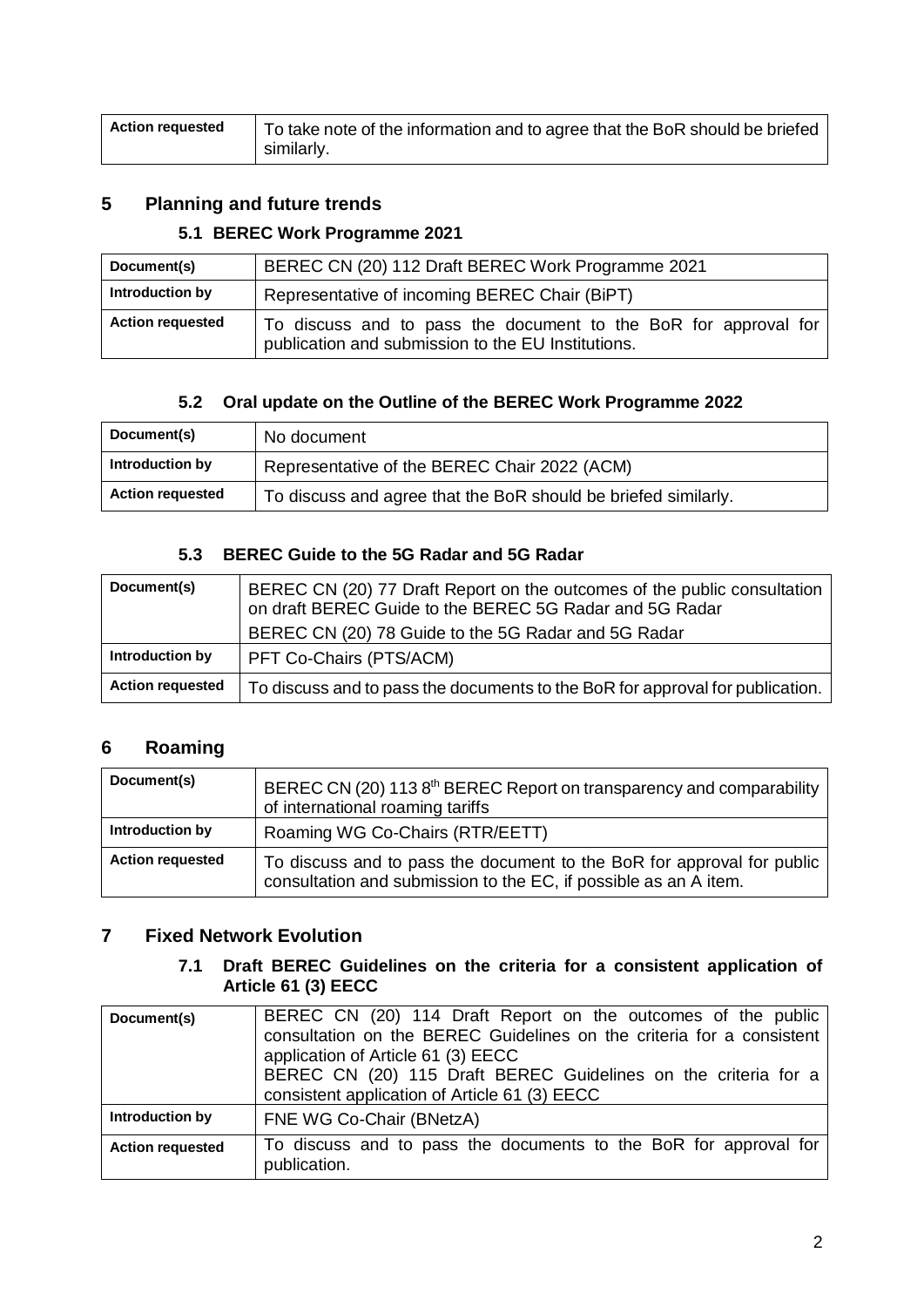| Action requested | To take note of the information and to agree that the BoR should be briefed similarly. |
|---|---|

## 5 Planning and future trends

### 5.1 BEREC Work Programme 2021

| Document(s) | BEREC CN (20) 112 Draft BEREC Work Programme 2021 |
|---|---|
| Introduction by | Representative of incoming BEREC Chair (BiPT) |
| Action requested | To discuss and to pass the document to the BoR for approval for publication and submission to the EU Institutions. |

### 5.2 Oral update on the Outline of the BEREC Work Programme 2022

| Document(s) | No document |
|---|---|
| Introduction by | Representative of the BEREC Chair 2022 (ACM) |
| Action requested | To discuss and agree that the BoR should be briefed similarly. |

### 5.3 BEREC Guide to the 5G Radar and 5G Radar

| Document(s) | BEREC CN (20) 77 Draft Report on the outcomes of the public consultation on draft BEREC Guide to the BEREC 5G Radar and 5G Radar<br>BEREC CN (20) 78 Guide to the 5G Radar and 5G Radar |
|---|---|
| Introduction by | PFT Co-Chairs (PTS/ACM) |
| Action requested | To discuss and to pass the documents to the BoR for approval for publication. |

## 6 Roaming

| Document(s) | BEREC CN (20) 113 8th BEREC Report on transparency and comparability of international roaming tariffs |
|---|---|
| Introduction by | Roaming WG Co-Chairs (RTR/EETT) |
| Action requested | To discuss and to pass the document to the BoR for approval for public consultation and submission to the EC, if possible as an A item. |

## 7 Fixed Network Evolution

### 7.1 Draft BEREC Guidelines on the criteria for a consistent application of Article 61 (3) EECC

| Document(s) | BEREC CN (20) 114 Draft Report on the outcomes of the public consultation on the BEREC Guidelines on the criteria for a consistent application of Article 61 (3) EECC<br>BEREC CN (20) 115 Draft BEREC Guidelines on the criteria for a consistent application of Article 61 (3) EECC |
|---|---|
| Introduction by | FNE WG Co-Chair (BNetzA) |
| Action requested | To discuss and to pass the documents to the BoR for approval for publication. |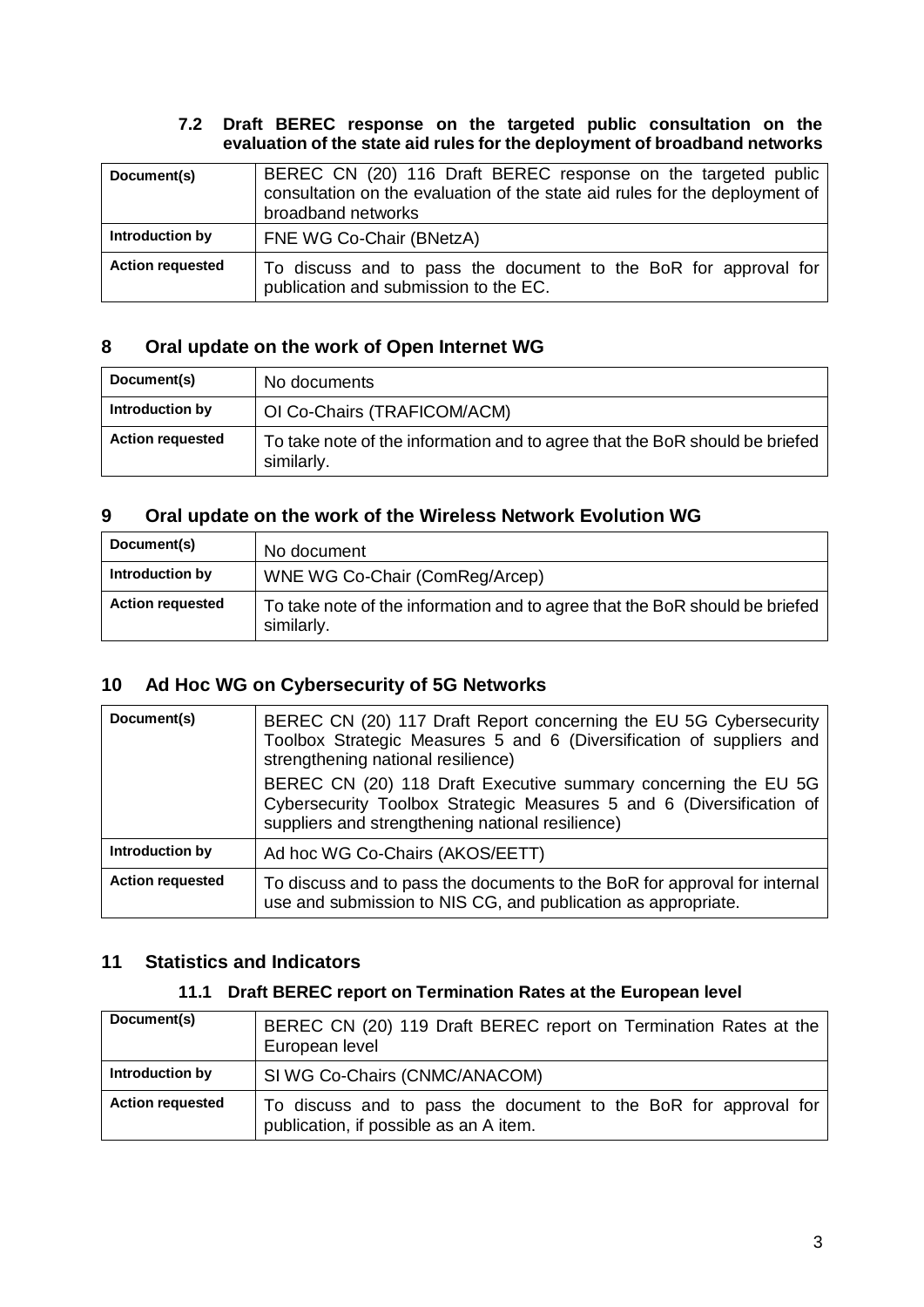### 7.2 Draft BEREC response on the targeted public consultation on the evaluation of the state aid rules for the deployment of broadband networks

| **Document(s)** | BEREC CN (20) 116 Draft BEREC response on the targeted public consultation on the evaluation of the state aid rules for the deployment of broadband networks |
|---|---|
| **Introduction by** | FNE WG Co-Chair (BNetzA) |
| **Action requested** | To discuss and to pass the document to the BoR for approval for publication and submission to the EC. |

## 8 Oral update on the work of Open Internet WG

| **Document(s)** | No documents |
|---|---|
| **Introduction by** | OI Co-Chairs (TRAFICOM/ACM) |
| **Action requested** | To take note of the information and to agree that the BoR should be briefed similarly. |

## 9 Oral update on the work of the Wireless Network Evolution WG

| **Document(s)** | No document |
|---|---|
| **Introduction by** | WNE WG Co-Chair (ComReg/Arcep) |
| **Action requested** | To take note of the information and to agree that the BoR should be briefed similarly. |

## 10 Ad Hoc WG on Cybersecurity of 5G Networks

| **Document(s)** | BEREC CN (20) 117 Draft Report concerning the EU 5G Cybersecurity Toolbox Strategic Measures 5 and 6 (Diversification of suppliers and strengthening national resilience)<br>BEREC CN (20) 118 Draft Executive summary concerning the EU 5G Cybersecurity Toolbox Strategic Measures 5 and 6 (Diversification of suppliers and strengthening national resilience) |
|---|---|
| **Introduction by** | Ad hoc WG Co-Chairs (AKOS/EETT) |
| **Action requested** | To discuss and to pass the documents to the BoR for approval for internal use and submission to NIS CG, and publication as appropriate. |

## 11 Statistics and Indicators

### 11.1 Draft BEREC report on Termination Rates at the European level

| **Document(s)** | BEREC CN (20) 119 Draft BEREC report on Termination Rates at the European level |
|---|---|
| **Introduction by** | SI WG Co-Chairs (CNMC/ANACOM) |
| **Action requested** | To discuss and to pass the document to the BoR for approval for publication, if possible as an A item. |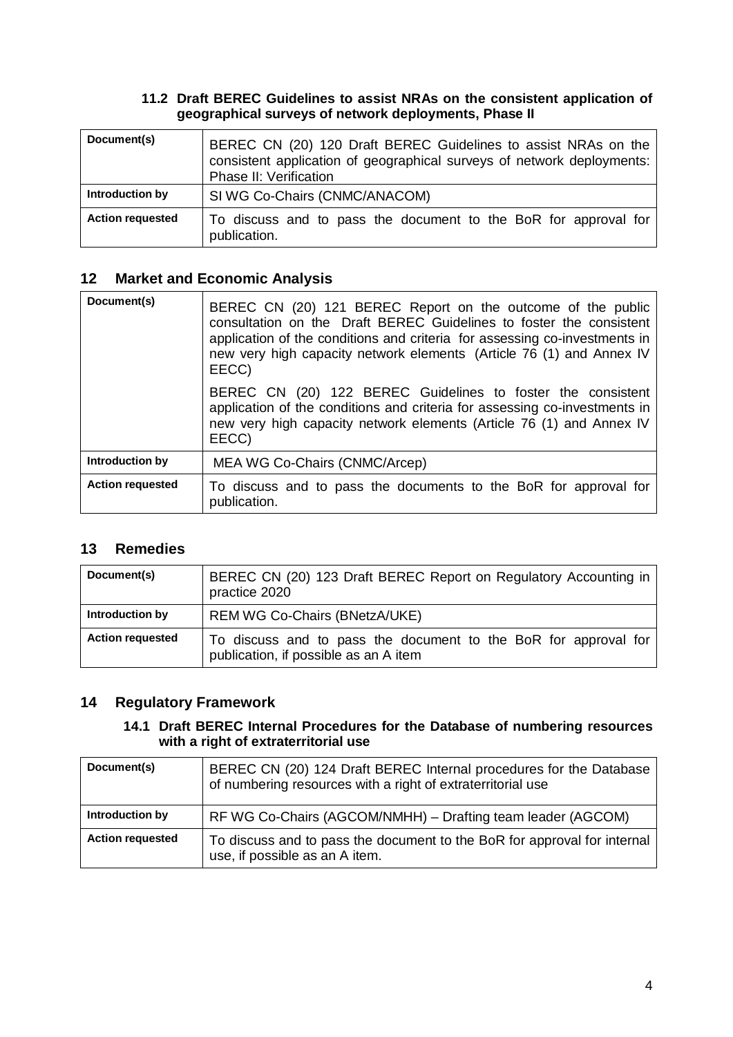### 11.2 Draft BEREC Guidelines to assist NRAs on the consistent application of geographical surveys of network deployments, Phase II

| Document(s) | BEREC CN (20) 120 Draft BEREC Guidelines to assist NRAs on the consistent application of geographical surveys of network deployments: Phase II: Verification |
|---|---|
| Introduction by | SI WG Co-Chairs (CNMC/ANACOM) |
| Action requested | To discuss and to pass the document to the BoR for approval for publication. |

## 12 Market and Economic Analysis

| Document(s) | BEREC CN (20) 121 BEREC Report on the outcome of the public consultation on the Draft BEREC Guidelines to foster the consistent application of the conditions and criteria for assessing co-investments in new very high capacity network elements (Article 76 (1) and Annex IV EECC)<br><br>BEREC CN (20) 122 BEREC Guidelines to foster the consistent application of the conditions and criteria for assessing co-investments in new very high capacity network elements (Article 76 (1) and Annex IV EECC) |
|---|---|
| Introduction by | MEA WG Co-Chairs (CNMC/Arcep) |
| Action requested | To discuss and to pass the documents to the BoR for approval for publication. |

## 13 Remedies

| Document(s) | BEREC CN (20) 123 Draft BEREC Report on Regulatory Accounting in practice 2020 |
|---|---|
| Introduction by | REM WG Co-Chairs (BNetzA/UKE) |
| Action requested | To discuss and to pass the document to the BoR for approval for publication, if possible as an A item |

## 14 Regulatory Framework

### 14.1 Draft BEREC Internal Procedures for the Database of numbering resources with a right of extraterritorial use

| Document(s) | BEREC CN (20) 124 Draft BEREC Internal procedures for the Database of numbering resources with a right of extraterritorial use |
|---|---|
| Introduction by | RF WG Co-Chairs (AGCOM/NMHH) – Drafting team leader (AGCOM) |
| Action requested | To discuss and to pass the document to the BoR for approval for internal use, if possible as an A item. |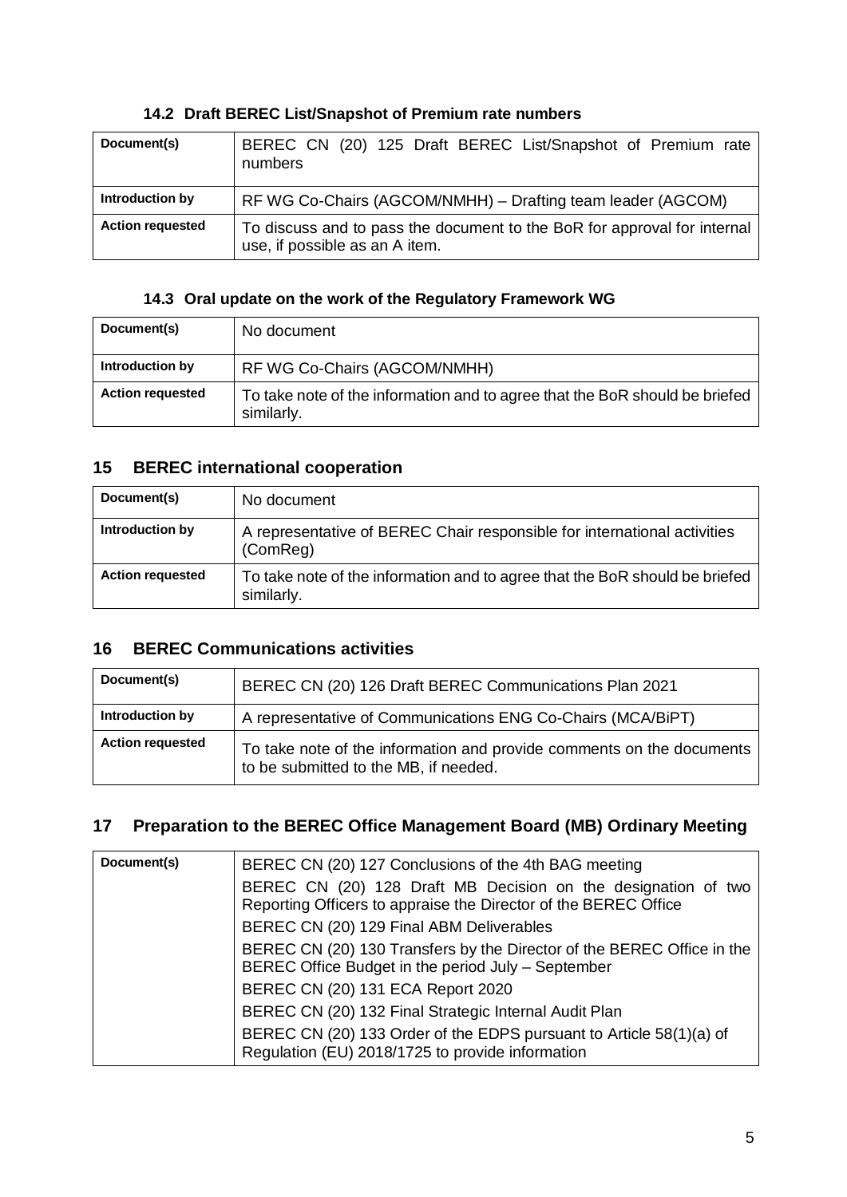### 14.2 Draft BEREC List/Snapshot of Premium rate numbers

| **Document(s)** | BEREC CN (20) 125 Draft BEREC List/Snapshot of Premium rate numbers |
|---|---|
| **Introduction by** | RF WG Co-Chairs (AGCOM/NMHH) – Drafting team leader (AGCOM) |
| **Action requested** | To discuss and to pass the document to the BoR for approval for internal use, if possible as an A item. |

### 14.3 Oral update on the work of the Regulatory Framework WG

| **Document(s)** | No document |
|---|---|
| **Introduction by** | RF WG Co-Chairs (AGCOM/NMHH) |
| **Action requested** | To take note of the information and to agree that the BoR should be briefed similarly. |

## 15 BEREC international cooperation

| **Document(s)** | No document |
|---|---|
| **Introduction by** | A representative of BEREC Chair responsible for international activities (ComReg) |
| **Action requested** | To take note of the information and to agree that the BoR should be briefed similarly. |

## 16 BEREC Communications activities

| **Document(s)** | BEREC CN (20) 126 Draft BEREC Communications Plan 2021 |
|---|---|
| **Introduction by** | A representative of Communications ENG Co-Chairs (MCA/BiPT) |
| **Action requested** | To take note of the information and provide comments on the documents to be submitted to the MB, if needed. |

## 17 Preparation to the BEREC Office Management Board (MB) Ordinary Meeting

| **Document(s)** | BEREC CN (20) 127 Conclusions of the 4th BAG meeting<br>BEREC CN (20) 128 Draft MB Decision on the designation of two Reporting Officers to appraise the Director of the BEREC Office<br>BEREC CN (20) 129 Final ABM Deliverables<br>BEREC CN (20) 130 Transfers by the Director of the BEREC Office in the BEREC Office Budget in the period July – September<br>BEREC CN (20) 131 ECA Report 2020<br>BEREC CN (20) 132 Final Strategic Internal Audit Plan<br>BEREC CN (20) 133 Order of the EDPS pursuant to Article 58(1)(a) of Regulation (EU) 2018/1725 to provide information |
|---|---|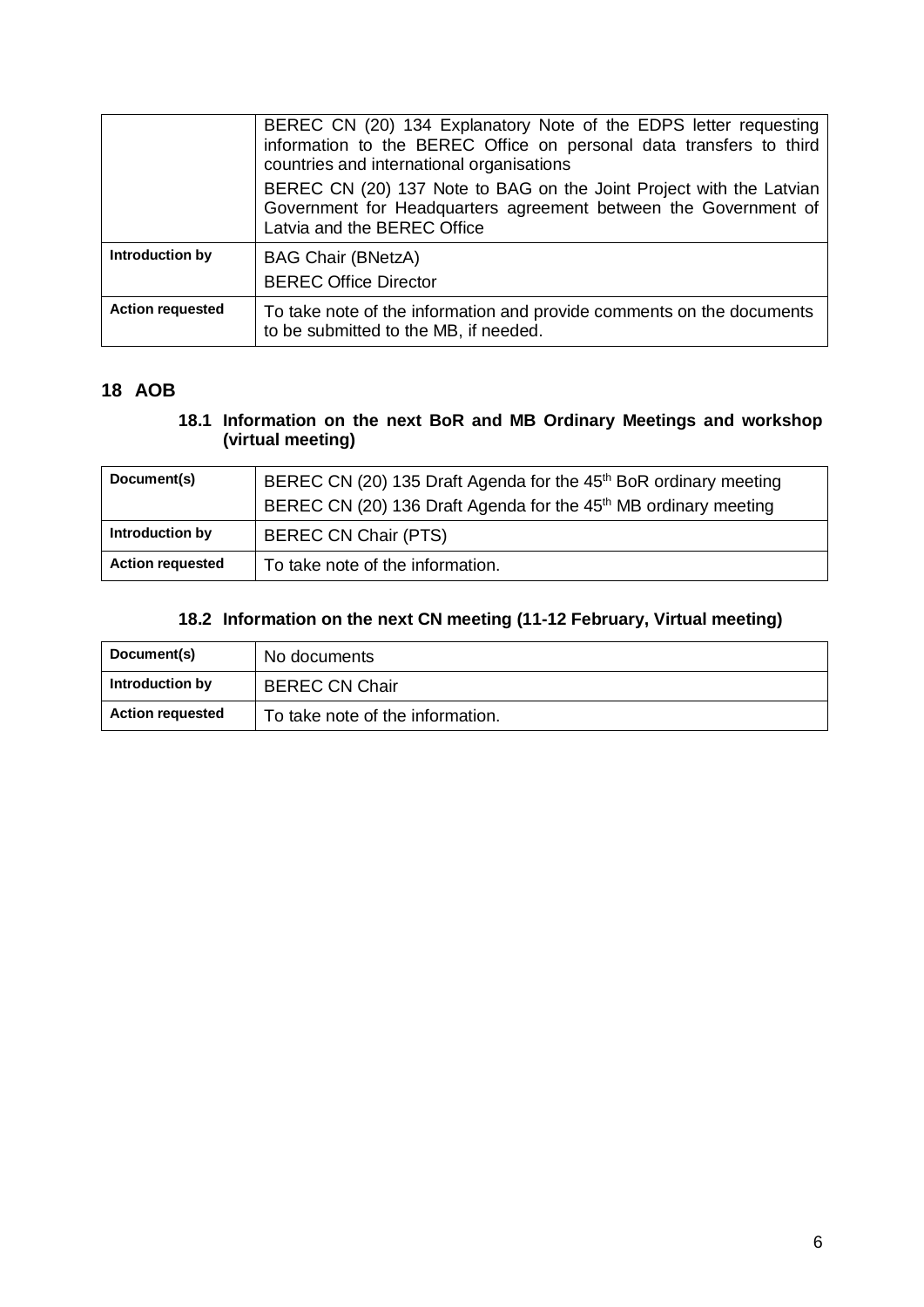| | |
|---|---|
| | BEREC CN (20) 134 Explanatory Note of the EDPS letter requesting information to the BEREC Office on personal data transfers to third countries and international organisations<br>BEREC CN (20) 137 Note to BAG on the Joint Project with the Latvian Government for Headquarters agreement between the Government of Latvia and the BEREC Office |
| **Introduction by** | BAG Chair (BNetzA)<br>BEREC Office Director |
| **Action requested** | To take note of the information and provide comments on the documents to be submitted to the MB, if needed. |

## 18 AOB

### 18.1 Information on the next BoR and MB Ordinary Meetings and workshop (virtual meeting)

| | |
|---|---|
| **Document(s)** | BEREC CN (20) 135 Draft Agenda for the 45th BoR ordinary meeting<br>BEREC CN (20) 136 Draft Agenda for the 45th MB ordinary meeting |
| **Introduction by** | BEREC CN Chair (PTS) |
| **Action requested** | To take note of the information. |

### 18.2 Information on the next CN meeting (11-12 February, Virtual meeting)

| | |
|---|---|
| **Document(s)** | No documents |
| **Introduction by** | BEREC CN Chair |
| **Action requested** | To take note of the information. |